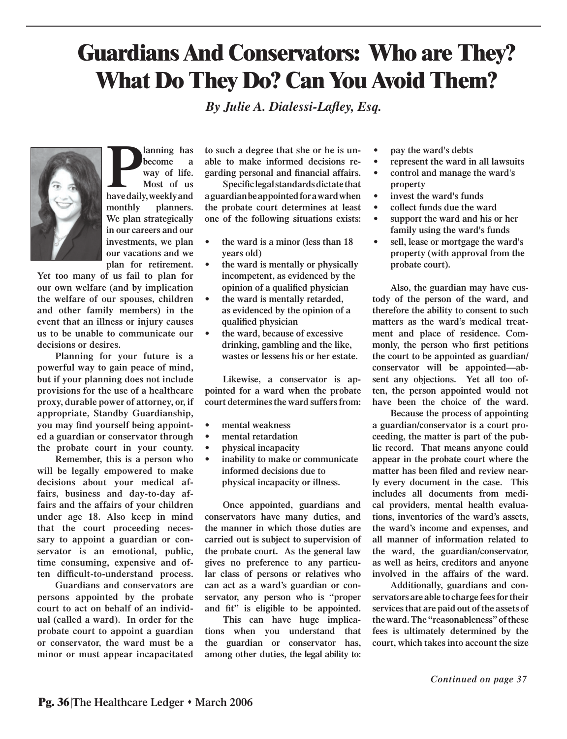# Guardians And Conservators: Who are They? What Do They Do? Can You Avoid Them?

*By Julie A. Dialessi-Lafley, Esq.*

**Planning has become a way of life. Most of us have daily, weekly and monthly planners. We plan strategically in our careers and our investments, we plan our vacations and we plan for retirement. Yet too many of us fail to plan for our own welfare (and by implication the welfare of our spouses, children and other family members) in the event that an illness or injury causes us to be unable to communicate our decisions or desires.**

**Planning for your future is a powerful way to gain peace of mind, but if your planning does not include provisions for the use of a healthcare proxy, durable power of attorney, or, if appropriate, Standby Guardianship, you may find yourself being appointed a guardian or conservator through the probate court in your county.**

**Remember, this is a person who will be legally empowered to make decisions about your medical affairs, business and day-to-day affairs and the affairs of your children under age 18. Also keep in mind that the court proceeding necessary to appoint a guardian or conservator is an emotional, public, time consuming, expensive and often difficult-to-understand process.**

**Guardians and conservators are persons appointed by the probate court to act on behalf of an individual (called a ward). In order for the probate court to appoint a guardian or conservator, the ward must be a minor or must appear incapacitated to such a degree that she or he is unable to make informed decisions regarding personal and financial affairs.**

**Specific legal standards dictate that a guardian be appointed for a ward when the probate court determines at least one of the following situations exists:**

- **the ward is a minor (less than 18 years old)**
- **the ward is mentally or physically incompetent, as evidenced by the opinion of a qualified physician**
- **the ward is mentally retarded, as evidenced by the opinion of a qualified physician**
- **the ward, because of excessive drinking, gambling and the like, wastes or lessens his or her estate.**

**Likewise, a conservator is appointed for a ward when the probate court determines the ward suffers from:**

- **mental weakness**
- **mental retardation**
- **physical incapacity**
- **inability to make or communicate informed decisions due to physical incapacity or illness.**

**Once appointed, guardians and conservators have many duties, and the manner in which those duties are carried out is subject to supervision of the probate court. As the general law gives no preference to any particular class of persons or relatives who can act as a ward's guardian or conservator, any person who is "proper and fit" is eligible to be appointed.**

**This can have huge implications when you understand that the guardian or conservator has, among other duties, the legal ability to:**

- **pay the ward's debts**
- **represent the ward in all lawsuits**
- **control and manage the ward's property**
- **invest the ward's funds**
- **collect funds due the ward**
- **support the ward and his or her family using the ward's funds**
- **sell, lease or mortgage the ward's property (with approval from the probate court).**

**Also, the guardian may have custody of the person of the ward, and therefore the ability to consent to such matters as the ward's medical treatment and place of residence. Commonly, the person who first petitions the court to be appointed as guardian/conservator will be appointed—absent any objections. Yet all too often, the person appointed would not have been the choice of the ward.**

**Because the process of appointing a guardian/conservator is a court proceeding, the matter is part of the public record. That means anyone could appear in the probate court where the matter has been filed and review nearly every document in the case. This includes all documents from medical providers, mental health evaluations, inventories of the ward's assets, the ward's income and expenses, and all manner of information related to the ward, the guardian/conservator, as well as heirs, creditors and anyone involved in the affairs of the ward.**

**Additionally, guardians and conservators are able to charge fees for their services that are paid out of the assets of the ward. The "reasonableness" of these fees is ultimately determined by the court, which takes into account the size**

*Continued on page 37*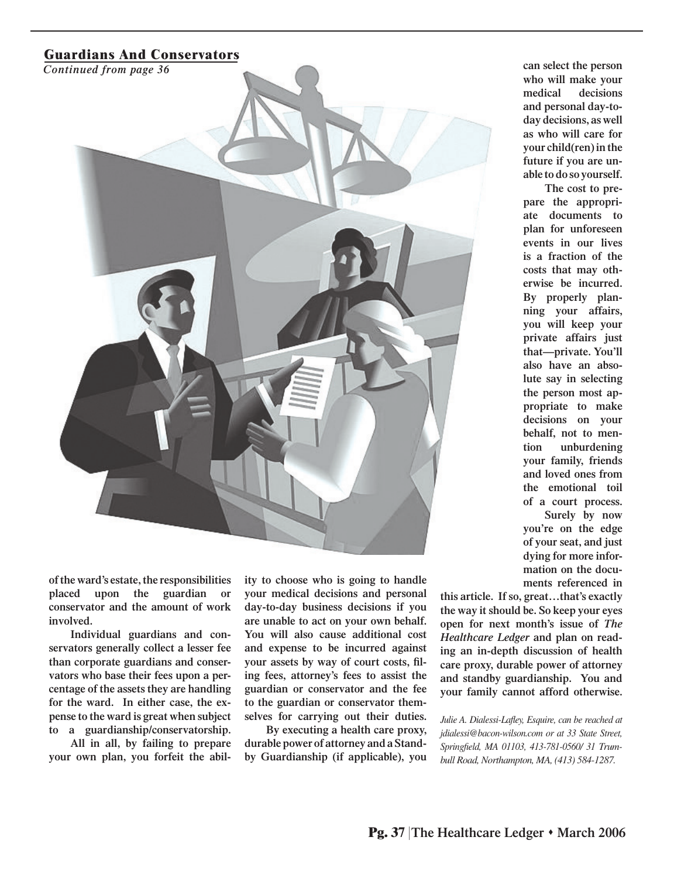## Guardians And Conservators

*Continued from page 36*

of the ward's estate, the responsibilities placed upon the guardian or conservator and the amount of work involved.

Individual guardians and conservators generally collect a lesser fee than corporate guardians and conservators who base their fees upon a percentage of the assets they are handling for the ward. In either case, the expense to the ward is great when subject to a guardianship/conservatorship.

All in all, by failing to prepare your own plan, you forfeit the ability to choose who is going to handle your medical decisions and personal day-to-day business decisions if you are unable to act on your own behalf. You will also cause additional cost and expense to be incurred against your assets by way of court costs, filing fees, attorney's fees to assist the guardian or conservator and the fee to the guardian or conservator themselves for carrying out their duties.

By executing a health care proxy, durable power of attorney and a Standby Guardianship (if applicable), you can select the person who will make your medical decisions and personal day-to-day decisions, as well as who will care for your child(ren) in the future if you are unable to do so yourself.

The cost to prepare the appropriate documents to plan for unforeseen events in our lives is a fraction of the costs that may otherwise be incurred. By properly planning your affairs, you will keep your private affairs just that—private. You'll also have an absolute say in selecting the person most appropriate to make decisions on your behalf, not to mention unburdening your family, friends and loved ones from the emotional toil of a court process.

Surely by now you're on the edge of your seat, and just dying for more information on the documents referenced in this article. If so, great…that's exactly the way it should be. So keep your eyes open for next month's issue of *The Healthcare Ledger* and plan on reading an in-depth discussion of health care proxy, durable power of attorney and standby guardianship. You and your family cannot afford otherwise.

*Julie A. Dialessi-Lafley, Esquire, can be reached at jdialessi@bacon-wilson.com or at 33 State Street, Springfield, MA 01103, 413-781-0560/ 31 Trumbull Road, Northampton, MA, (413) 584-1287.*